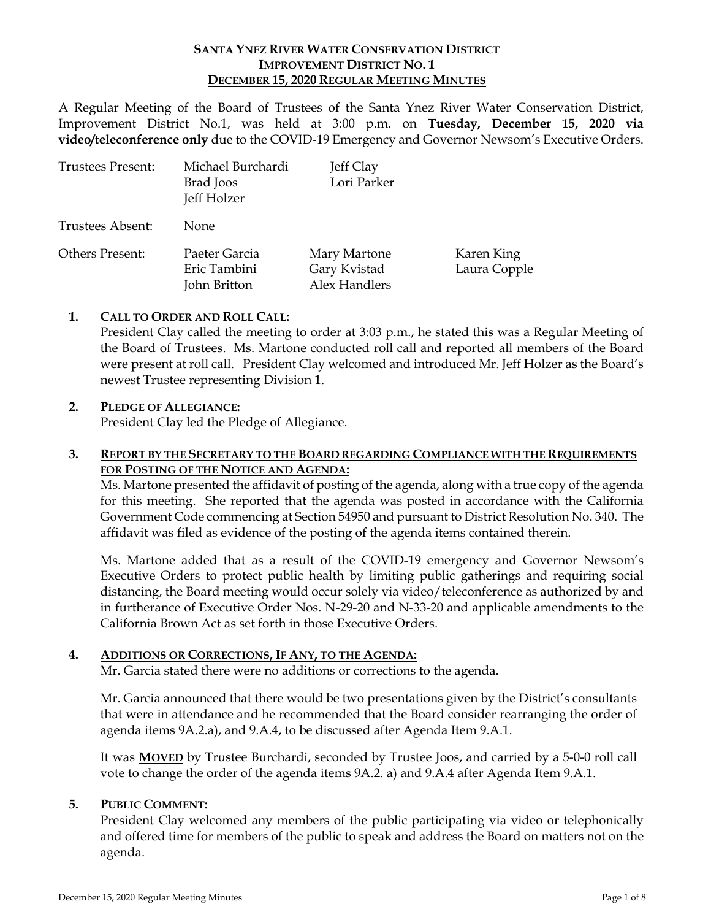**SANTA YNEZ RIVER WATER CONSERVATION DISTRICT**
**IMPROVEMENT DISTRICT NO. 1**
**DECEMBER 15, 2020 REGULAR MEETING MINUTES**

A Regular Meeting of the Board of Trustees of the Santa Ynez River Water Conservation District, Improvement District No.1, was held at 3:00 p.m. on **Tuesday, December 15, 2020 via video/teleconference only** due to the COVID-19 Emergency and Governor Newsom's Executive Orders.

| | | | |
|---|---|---|---|
| Trustees Present: | Michael Burchardi | Jeff Clay | |
| | Brad Joos | Lori Parker | |
| | Jeff Holzer | | |
| Trustees Absent: | None | | |
| Others Present: | Paeter Garcia | Mary Martone | Karen King |
| | Eric Tambini | Gary Kvistad | Laura Copple |
| | John Britton | Alex Handlers | |

1. **CALL TO ORDER AND ROLL CALL:**
   President Clay called the meeting to order at 3:03 p.m., he stated this was a Regular Meeting of the Board of Trustees. Ms. Martone conducted roll call and reported all members of the Board were present at roll call. President Clay welcomed and introduced Mr. Jeff Holzer as the Board's newest Trustee representing Division 1.

2. **PLEDGE OF ALLEGIANCE:**
   President Clay led the Pledge of Allegiance.

3. **REPORT BY THE SECRETARY TO THE BOARD REGARDING COMPLIANCE WITH THE REQUIREMENTS FOR POSTING OF THE NOTICE AND AGENDA:**
   Ms. Martone presented the affidavit of posting of the agenda, along with a true copy of the agenda for this meeting. She reported that the agenda was posted in accordance with the California Government Code commencing at Section 54950 and pursuant to District Resolution No. 340. The affidavit was filed as evidence of the posting of the agenda items contained therein.

   Ms. Martone added that as a result of the COVID-19 emergency and Governor Newsom's Executive Orders to protect public health by limiting public gatherings and requiring social distancing, the Board meeting would occur solely via video/teleconference as authorized by and in furtherance of Executive Order Nos. N-29-20 and N-33-20 and applicable amendments to the California Brown Act as set forth in those Executive Orders.

4. **ADDITIONS OR CORRECTIONS, IF ANY, TO THE AGENDA:**
   Mr. Garcia stated there were no additions or corrections to the agenda.

   Mr. Garcia announced that there would be two presentations given by the District's consultants that were in attendance and he recommended that the Board consider rearranging the order of agenda items 9A.2.a), and 9.A.4, to be discussed after Agenda Item 9.A.1.

   It was **MOVED** by Trustee Burchardi, seconded by Trustee Joos, and carried by a 5-0-0 roll call vote to change the order of the agenda items 9A.2. a) and 9.A.4 after Agenda Item 9.A.1.

5. **PUBLIC COMMENT:**
   President Clay welcomed any members of the public participating via video or telephonically and offered time for members of the public to speak and address the Board on matters not on the agenda.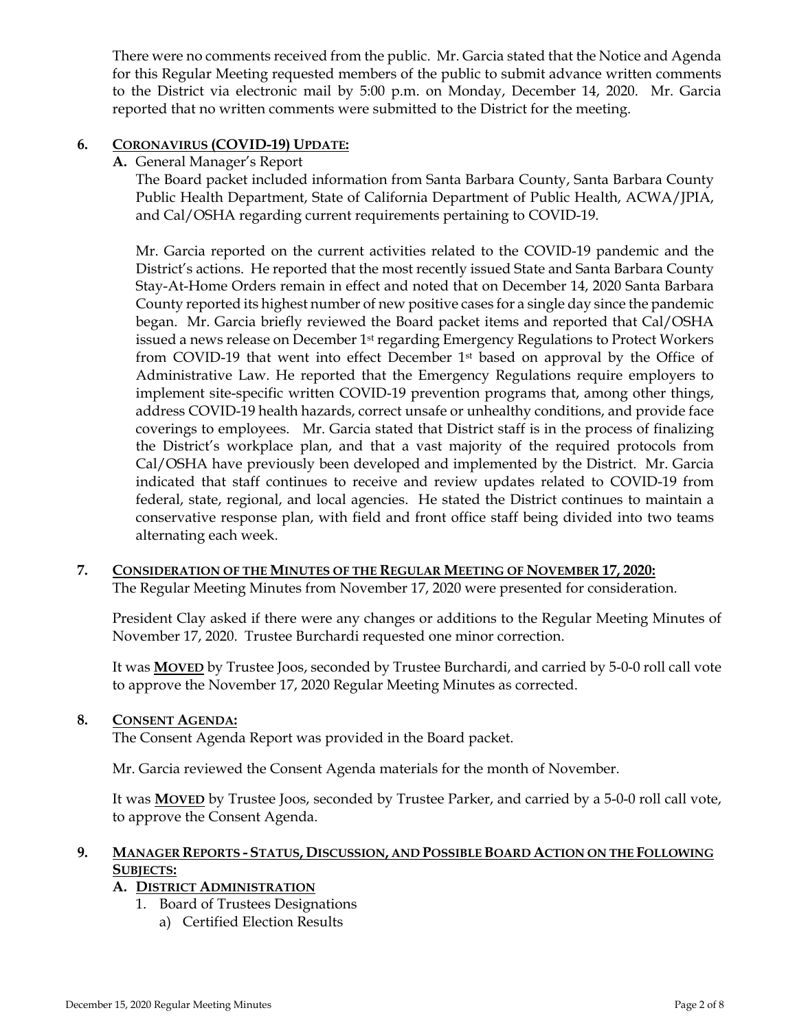There were no comments received from the public. Mr. Garcia stated that the Notice and Agenda for this Regular Meeting requested members of the public to submit advance written comments to the District via electronic mail by 5:00 p.m. on Monday, December 14, 2020. Mr. Garcia reported that no written comments were submitted to the District for the meeting.

**6. CORONAVIRUS (COVID-19) UPDATE:**

**A.** General Manager's Report

The Board packet included information from Santa Barbara County, Santa Barbara County Public Health Department, State of California Department of Public Health, ACWA/JPIA, and Cal/OSHA regarding current requirements pertaining to COVID-19.

Mr. Garcia reported on the current activities related to the COVID-19 pandemic and the District's actions. He reported that the most recently issued State and Santa Barbara County Stay-At-Home Orders remain in effect and noted that on December 14, 2020 Santa Barbara County reported its highest number of new positive cases for a single day since the pandemic began. Mr. Garcia briefly reviewed the Board packet items and reported that Cal/OSHA issued a news release on December 1st regarding Emergency Regulations to Protect Workers from COVID-19 that went into effect December 1st based on approval by the Office of Administrative Law. He reported that the Emergency Regulations require employers to implement site-specific written COVID-19 prevention programs that, among other things, address COVID-19 health hazards, correct unsafe or unhealthy conditions, and provide face coverings to employees. Mr. Garcia stated that District staff is in the process of finalizing the District's workplace plan, and that a vast majority of the required protocols from Cal/OSHA have previously been developed and implemented by the District. Mr. Garcia indicated that staff continues to receive and review updates related to COVID-19 from federal, state, regional, and local agencies. He stated the District continues to maintain a conservative response plan, with field and front office staff being divided into two teams alternating each week.

**7. CONSIDERATION OF THE MINUTES OF THE REGULAR MEETING OF NOVEMBER 17, 2020:**

The Regular Meeting Minutes from November 17, 2020 were presented for consideration.

President Clay asked if there were any changes or additions to the Regular Meeting Minutes of November 17, 2020. Trustee Burchardi requested one minor correction.

It was **MOVED** by Trustee Joos, seconded by Trustee Burchardi, and carried by 5-0-0 roll call vote to approve the November 17, 2020 Regular Meeting Minutes as corrected.

**8. CONSENT AGENDA:**

The Consent Agenda Report was provided in the Board packet.

Mr. Garcia reviewed the Consent Agenda materials for the month of November.

It was **MOVED** by Trustee Joos, seconded by Trustee Parker, and carried by a 5-0-0 roll call vote, to approve the Consent Agenda.

**9. MANAGER REPORTS - STATUS, DISCUSSION, AND POSSIBLE BOARD ACTION ON THE FOLLOWING SUBJECTS:**

**A. DISTRICT ADMINISTRATION**

1. Board of Trustees Designations
   a) Certified Election Results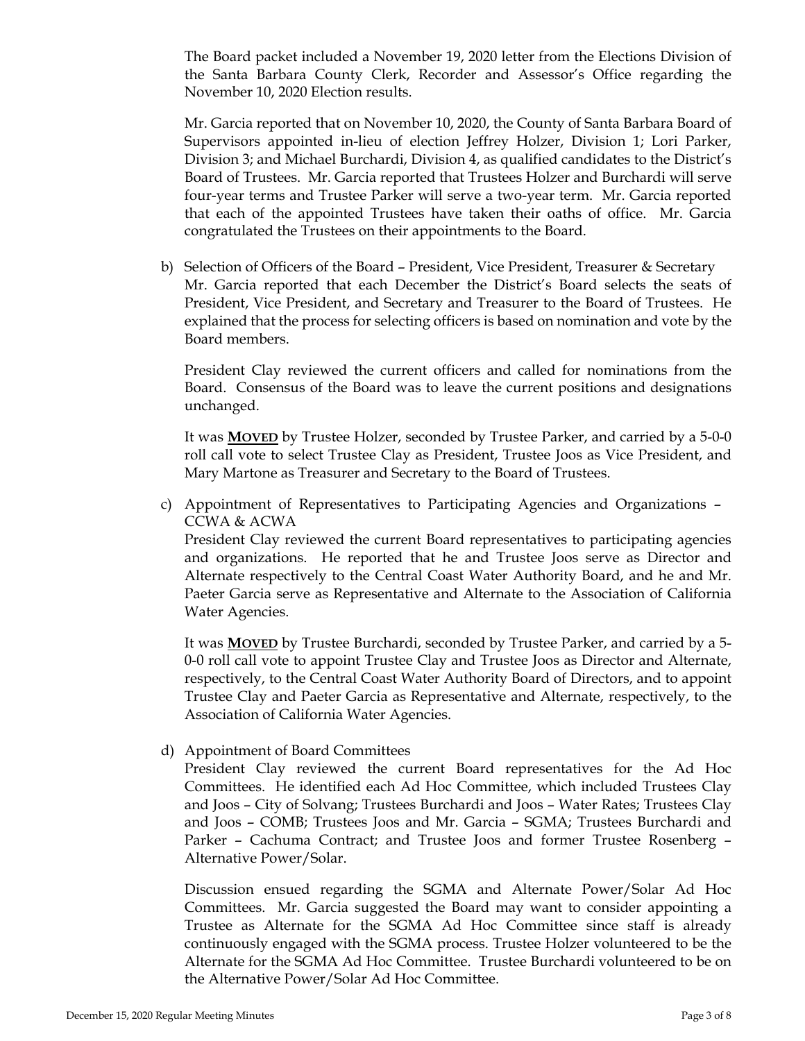The Board packet included a November 19, 2020 letter from the Elections Division of the Santa Barbara County Clerk, Recorder and Assessor's Office regarding the November 10, 2020 Election results.

Mr. Garcia reported that on November 10, 2020, the County of Santa Barbara Board of Supervisors appointed in-lieu of election Jeffrey Holzer, Division 1; Lori Parker, Division 3; and Michael Burchardi, Division 4, as qualified candidates to the District's Board of Trustees. Mr. Garcia reported that Trustees Holzer and Burchardi will serve four-year terms and Trustee Parker will serve a two-year term. Mr. Garcia reported that each of the appointed Trustees have taken their oaths of office. Mr. Garcia congratulated the Trustees on their appointments to the Board.

b) Selection of Officers of the Board – President, Vice President, Treasurer & Secretary
Mr. Garcia reported that each December the District's Board selects the seats of President, Vice President, and Secretary and Treasurer to the Board of Trustees. He explained that the process for selecting officers is based on nomination and vote by the Board members.

President Clay reviewed the current officers and called for nominations from the Board. Consensus of the Board was to leave the current positions and designations unchanged.

It was **MOVED** by Trustee Holzer, seconded by Trustee Parker, and carried by a 5-0-0 roll call vote to select Trustee Clay as President, Trustee Joos as Vice President, and Mary Martone as Treasurer and Secretary to the Board of Trustees.

c) Appointment of Representatives to Participating Agencies and Organizations – CCWA & ACWA
President Clay reviewed the current Board representatives to participating agencies and organizations. He reported that he and Trustee Joos serve as Director and Alternate respectively to the Central Coast Water Authority Board, and he and Mr. Paeter Garcia serve as Representative and Alternate to the Association of California Water Agencies.

It was **MOVED** by Trustee Burchardi, seconded by Trustee Parker, and carried by a 5-0-0 roll call vote to appoint Trustee Clay and Trustee Joos as Director and Alternate, respectively, to the Central Coast Water Authority Board of Directors, and to appoint Trustee Clay and Paeter Garcia as Representative and Alternate, respectively, to the Association of California Water Agencies.

d) Appointment of Board Committees
President Clay reviewed the current Board representatives for the Ad Hoc Committees. He identified each Ad Hoc Committee, which included Trustees Clay and Joos – City of Solvang; Trustees Burchardi and Joos – Water Rates; Trustees Clay and Joos – COMB; Trustees Joos and Mr. Garcia – SGMA; Trustees Burchardi and Parker – Cachuma Contract; and Trustee Joos and former Trustee Rosenberg – Alternative Power/Solar.

Discussion ensued regarding the SGMA and Alternate Power/Solar Ad Hoc Committees. Mr. Garcia suggested the Board may want to consider appointing a Trustee as Alternate for the SGMA Ad Hoc Committee since staff is already continuously engaged with the SGMA process. Trustee Holzer volunteered to be the Alternate for the SGMA Ad Hoc Committee. Trustee Burchardi volunteered to be on the Alternative Power/Solar Ad Hoc Committee.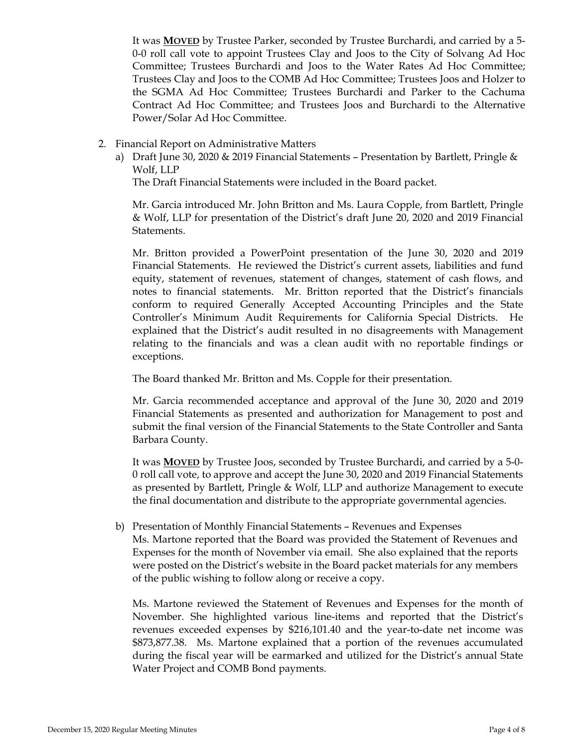It was **MOVED** by Trustee Parker, seconded by Trustee Burchardi, and carried by a 5-0-0 roll call vote to appoint Trustees Clay and Joos to the City of Solvang Ad Hoc Committee; Trustees Burchardi and Joos to the Water Rates Ad Hoc Committee; Trustees Clay and Joos to the COMB Ad Hoc Committee; Trustees Joos and Holzer to the SGMA Ad Hoc Committee; Trustees Burchardi and Parker to the Cachuma Contract Ad Hoc Committee; and Trustees Joos and Burchardi to the Alternative Power/Solar Ad Hoc Committee.

2. Financial Report on Administrative Matters

   a) Draft June 30, 2020 & 2019 Financial Statements – Presentation by Bartlett, Pringle & Wolf, LLP
   The Draft Financial Statements were included in the Board packet.

   Mr. Garcia introduced Mr. John Britton and Ms. Laura Copple, from Bartlett, Pringle & Wolf, LLP for presentation of the District's draft June 20, 2020 and 2019 Financial Statements.

   Mr. Britton provided a PowerPoint presentation of the June 30, 2020 and 2019 Financial Statements. He reviewed the District's current assets, liabilities and fund equity, statement of revenues, statement of changes, statement of cash flows, and notes to financial statements. Mr. Britton reported that the District's financials conform to required Generally Accepted Accounting Principles and the State Controller's Minimum Audit Requirements for California Special Districts. He explained that the District's audit resulted in no disagreements with Management relating to the financials and was a clean audit with no reportable findings or exceptions.

   The Board thanked Mr. Britton and Ms. Copple for their presentation.

   Mr. Garcia recommended acceptance and approval of the June 30, 2020 and 2019 Financial Statements as presented and authorization for Management to post and submit the final version of the Financial Statements to the State Controller and Santa Barbara County.

   It was **MOVED** by Trustee Joos, seconded by Trustee Burchardi, and carried by a 5-0-0 roll call vote, to approve and accept the June 30, 2020 and 2019 Financial Statements as presented by Bartlett, Pringle & Wolf, LLP and authorize Management to execute the final documentation and distribute to the appropriate governmental agencies.

   b) Presentation of Monthly Financial Statements – Revenues and Expenses
   Ms. Martone reported that the Board was provided the Statement of Revenues and Expenses for the month of November via email. She also explained that the reports were posted on the District's website in the Board packet materials for any members of the public wishing to follow along or receive a copy.

   Ms. Martone reviewed the Statement of Revenues and Expenses for the month of November. She highlighted various line-items and reported that the District's revenues exceeded expenses by $216,101.40 and the year-to-date net income was $873,877.38. Ms. Martone explained that a portion of the revenues accumulated during the fiscal year will be earmarked and utilized for the District's annual State Water Project and COMB Bond payments.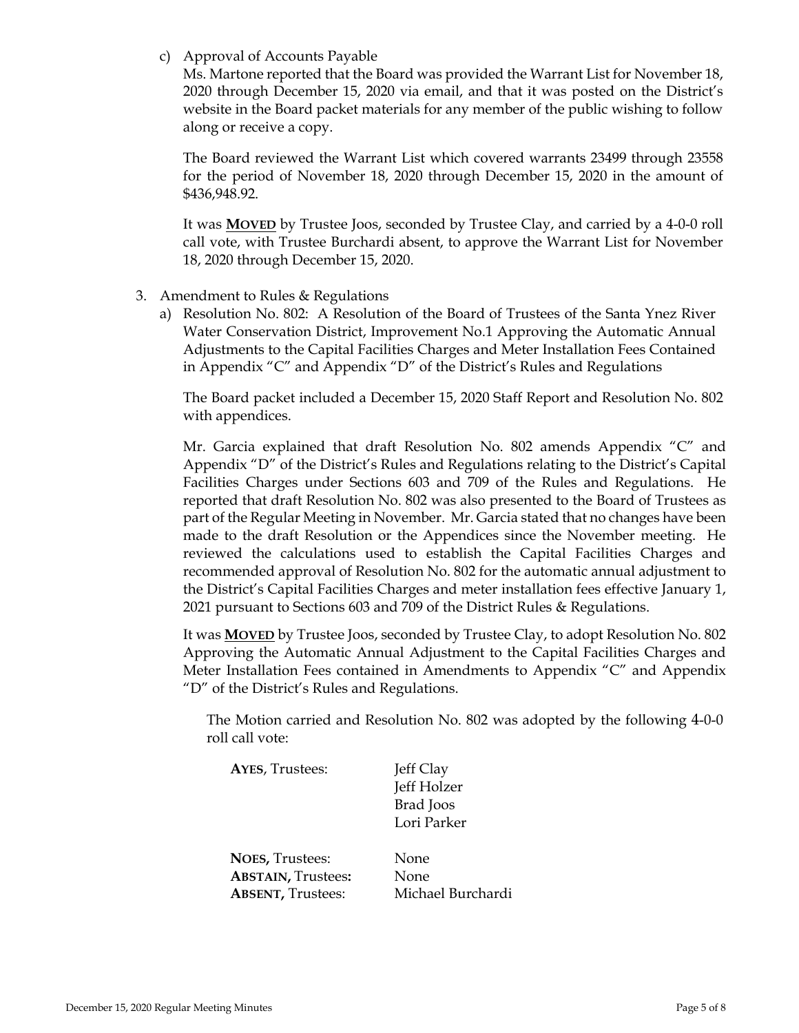c) Approval of Accounts Payable

Ms. Martone reported that the Board was provided the Warrant List for November 18, 2020 through December 15, 2020 via email, and that it was posted on the District's website in the Board packet materials for any member of the public wishing to follow along or receive a copy.

The Board reviewed the Warrant List which covered warrants 23499 through 23558 for the period of November 18, 2020 through December 15, 2020 in the amount of $436,948.92.

It was **MOVED** by Trustee Joos, seconded by Trustee Clay, and carried by a 4-0-0 roll call vote, with Trustee Burchardi absent, to approve the Warrant List for November 18, 2020 through December 15, 2020.

3. Amendment to Rules & Regulations

a) Resolution No. 802: A Resolution of the Board of Trustees of the Santa Ynez River Water Conservation District, Improvement No.1 Approving the Automatic Annual Adjustments to the Capital Facilities Charges and Meter Installation Fees Contained in Appendix "C" and Appendix "D" of the District's Rules and Regulations

The Board packet included a December 15, 2020 Staff Report and Resolution No. 802 with appendices.

Mr. Garcia explained that draft Resolution No. 802 amends Appendix "C" and Appendix "D" of the District's Rules and Regulations relating to the District's Capital Facilities Charges under Sections 603 and 709 of the Rules and Regulations. He reported that draft Resolution No. 802 was also presented to the Board of Trustees as part of the Regular Meeting in November. Mr. Garcia stated that no changes have been made to the draft Resolution or the Appendices since the November meeting. He reviewed the calculations used to establish the Capital Facilities Charges and recommended approval of Resolution No. 802 for the automatic annual adjustment to the District's Capital Facilities Charges and meter installation fees effective January 1, 2021 pursuant to Sections 603 and 709 of the District Rules & Regulations.

It was **MOVED** by Trustee Joos, seconded by Trustee Clay, to adopt Resolution No. 802 Approving the Automatic Annual Adjustment to the Capital Facilities Charges and Meter Installation Fees contained in Amendments to Appendix "C" and Appendix "D" of the District's Rules and Regulations.

The Motion carried and Resolution No. 802 was adopted by the following 4-0-0 roll call vote:

**AYES**, Trustees: Jeff Clay
Jeff Holzer
Brad Joos
Lori Parker

**NOES,** Trustees: None
**ABSTAIN,** Trustees**:** None
**ABSENT,** Trustees: Michael Burchardi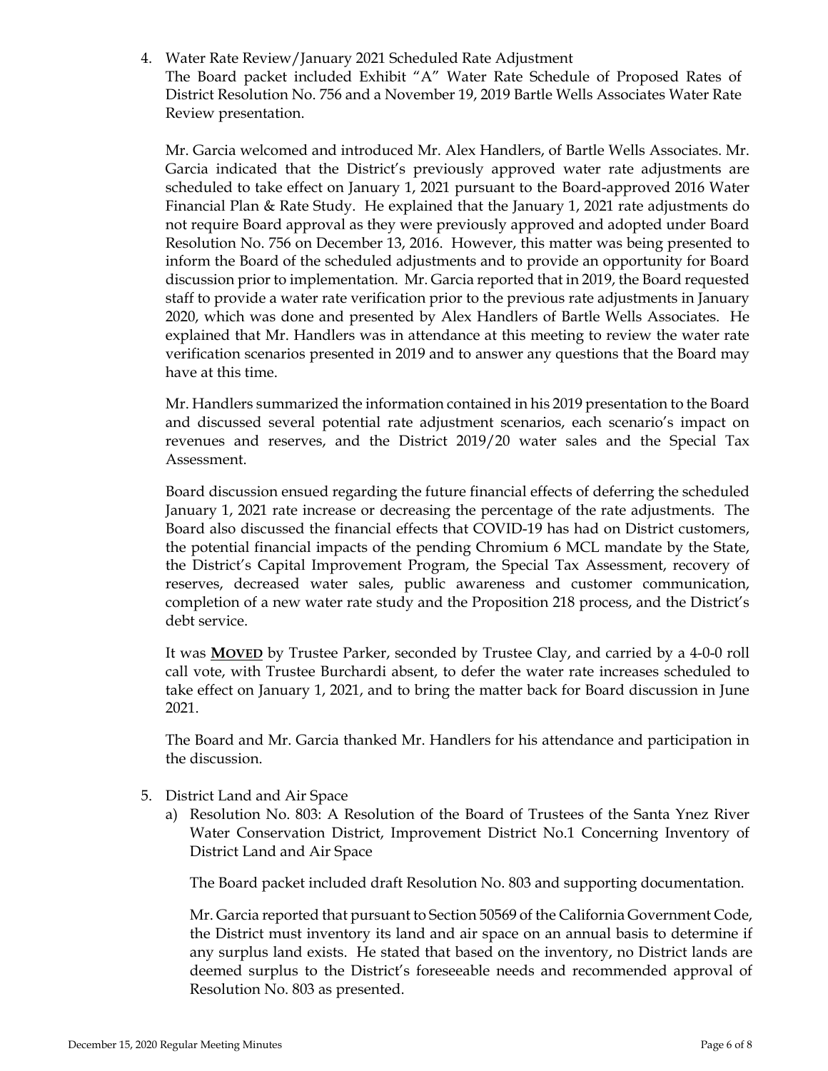4. Water Rate Review/January 2021 Scheduled Rate Adjustment
   The Board packet included Exhibit "A" Water Rate Schedule of Proposed Rates of District Resolution No. 756 and a November 19, 2019 Bartle Wells Associates Water Rate Review presentation.

   Mr. Garcia welcomed and introduced Mr. Alex Handlers, of Bartle Wells Associates. Mr. Garcia indicated that the District's previously approved water rate adjustments are scheduled to take effect on January 1, 2021 pursuant to the Board-approved 2016 Water Financial Plan & Rate Study. He explained that the January 1, 2021 rate adjustments do not require Board approval as they were previously approved and adopted under Board Resolution No. 756 on December 13, 2016. However, this matter was being presented to inform the Board of the scheduled adjustments and to provide an opportunity for Board discussion prior to implementation. Mr. Garcia reported that in 2019, the Board requested staff to provide a water rate verification prior to the previous rate adjustments in January 2020, which was done and presented by Alex Handlers of Bartle Wells Associates. He explained that Mr. Handlers was in attendance at this meeting to review the water rate verification scenarios presented in 2019 and to answer any questions that the Board may have at this time.

   Mr. Handlers summarized the information contained in his 2019 presentation to the Board and discussed several potential rate adjustment scenarios, each scenario's impact on revenues and reserves, and the District 2019/20 water sales and the Special Tax Assessment.

   Board discussion ensued regarding the future financial effects of deferring the scheduled January 1, 2021 rate increase or decreasing the percentage of the rate adjustments. The Board also discussed the financial effects that COVID-19 has had on District customers, the potential financial impacts of the pending Chromium 6 MCL mandate by the State, the District's Capital Improvement Program, the Special Tax Assessment, recovery of reserves, decreased water sales, public awareness and customer communication, completion of a new water rate study and the Proposition 218 process, and the District's debt service.

   It was **MOVED** by Trustee Parker, seconded by Trustee Clay, and carried by a 4-0-0 roll call vote, with Trustee Burchardi absent, to defer the water rate increases scheduled to take effect on January 1, 2021, and to bring the matter back for Board discussion in June 2021.

   The Board and Mr. Garcia thanked Mr. Handlers for his attendance and participation in the discussion.

5. District Land and Air Space
   a) Resolution No. 803: A Resolution of the Board of Trustees of the Santa Ynez River Water Conservation District, Improvement District No.1 Concerning Inventory of District Land and Air Space

      The Board packet included draft Resolution No. 803 and supporting documentation.

      Mr. Garcia reported that pursuant to Section 50569 of the California Government Code, the District must inventory its land and air space on an annual basis to determine if any surplus land exists. He stated that based on the inventory, no District lands are deemed surplus to the District's foreseeable needs and recommended approval of Resolution No. 803 as presented.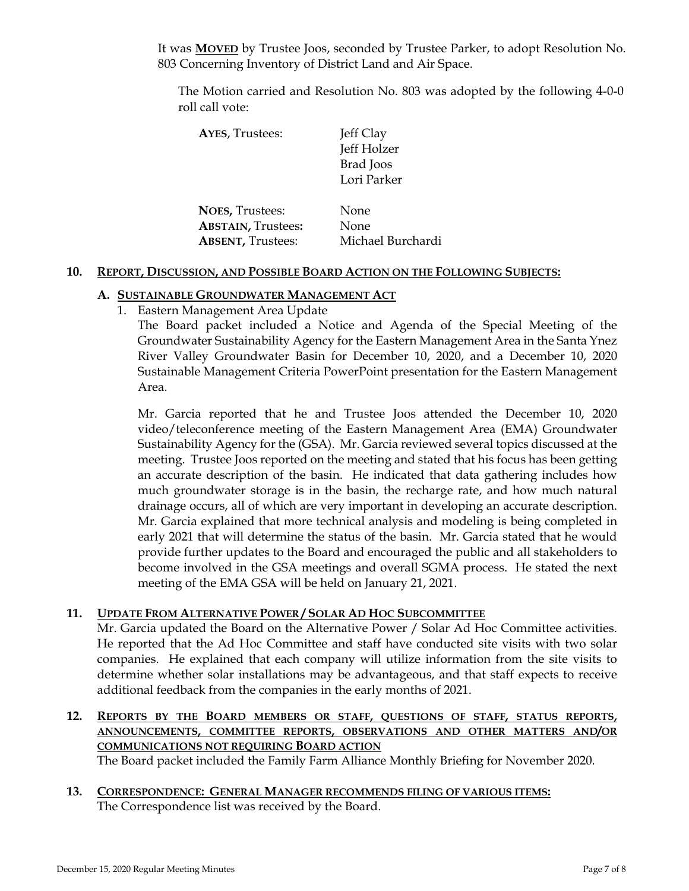It was **MOVED** by Trustee Joos, seconded by Trustee Parker, to adopt Resolution No. 803 Concerning Inventory of District Land and Air Space.

The Motion carried and Resolution No. 803 was adopted by the following 4-0-0 roll call vote:

| | |
|---|---|
| **AYES**, Trustees: | Jeff Clay<br>Jeff Holzer<br>Brad Joos<br>Lori Parker |
| **NOES,** Trustees: | None |
| **ABSTAIN,** Trustees**:** | None |
| **ABSENT,** Trustees: | Michael Burchardi |

## 10. REPORT, DISCUSSION, AND POSSIBLE BOARD ACTION ON THE FOLLOWING SUBJECTS:

### A. SUSTAINABLE GROUNDWATER MANAGEMENT ACT

1. Eastern Management Area Update

The Board packet included a Notice and Agenda of the Special Meeting of the Groundwater Sustainability Agency for the Eastern Management Area in the Santa Ynez River Valley Groundwater Basin for December 10, 2020, and a December 10, 2020 Sustainable Management Criteria PowerPoint presentation for the Eastern Management Area.

Mr. Garcia reported that he and Trustee Joos attended the December 10, 2020 video/teleconference meeting of the Eastern Management Area (EMA) Groundwater Sustainability Agency for the (GSA). Mr. Garcia reviewed several topics discussed at the meeting. Trustee Joos reported on the meeting and stated that his focus has been getting an accurate description of the basin. He indicated that data gathering includes how much groundwater storage is in the basin, the recharge rate, and how much natural drainage occurs, all of which are very important in developing an accurate description. Mr. Garcia explained that more technical analysis and modeling is being completed in early 2021 that will determine the status of the basin. Mr. Garcia stated that he would provide further updates to the Board and encouraged the public and all stakeholders to become involved in the GSA meetings and overall SGMA process. He stated the next meeting of the EMA GSA will be held on January 21, 2021.

## 11. UPDATE FROM ALTERNATIVE POWER / SOLAR AD HOC SUBCOMMITTEE

Mr. Garcia updated the Board on the Alternative Power / Solar Ad Hoc Committee activities. He reported that the Ad Hoc Committee and staff have conducted site visits with two solar companies. He explained that each company will utilize information from the site visits to determine whether solar installations may be advantageous, and that staff expects to receive additional feedback from the companies in the early months of 2021.

## 12. REPORTS BY THE BOARD MEMBERS OR STAFF, QUESTIONS OF STAFF, STATUS REPORTS, ANNOUNCEMENTS, COMMITTEE REPORTS, OBSERVATIONS AND OTHER MATTERS AND/OR COMMUNICATIONS NOT REQUIRING BOARD ACTION

The Board packet included the Family Farm Alliance Monthly Briefing for November 2020.

## 13. CORRESPONDENCE: GENERAL MANAGER RECOMMENDS FILING OF VARIOUS ITEMS:

The Correspondence list was received by the Board.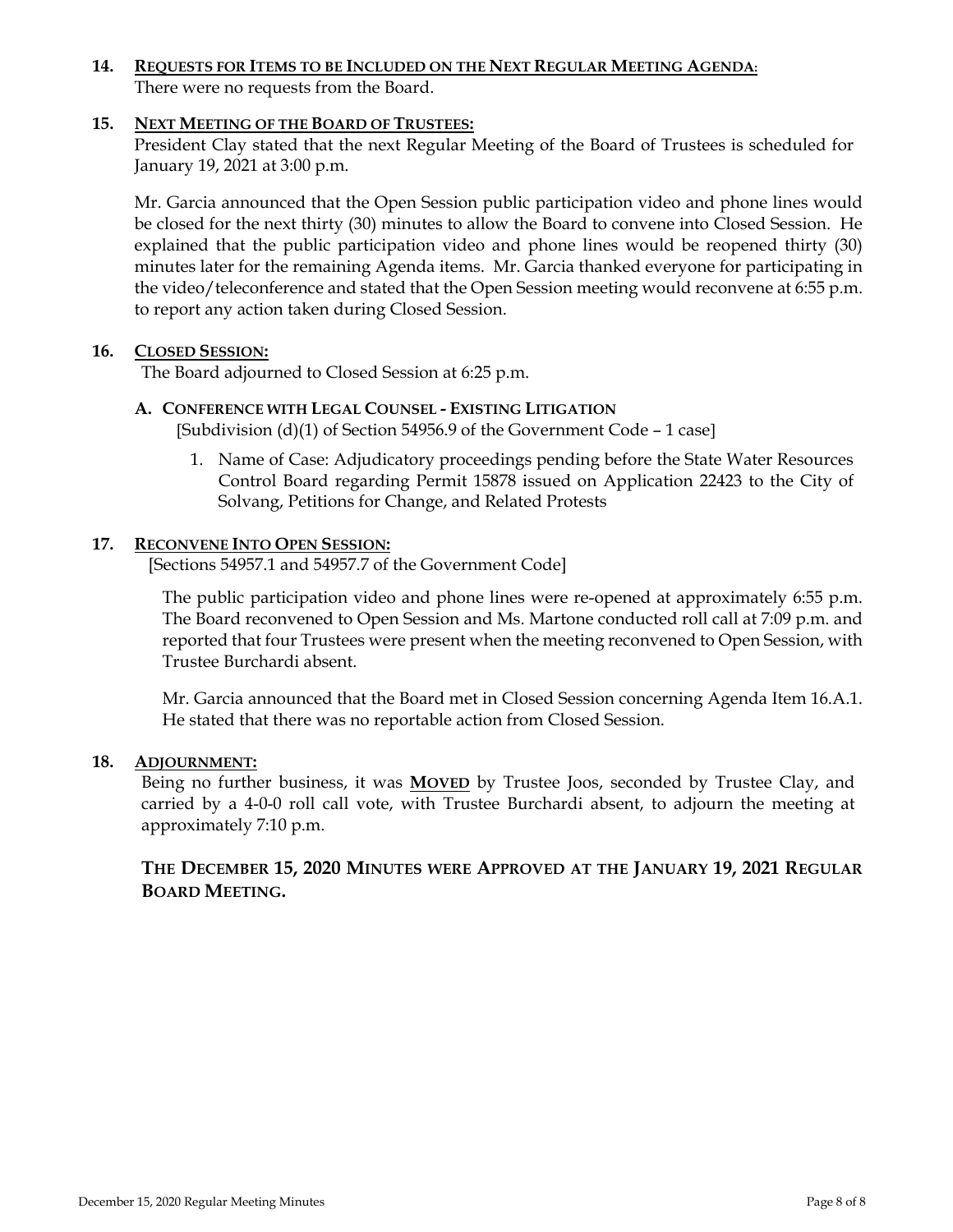**14. REQUESTS FOR ITEMS TO BE INCLUDED ON THE NEXT REGULAR MEETING AGENDA:**

There were no requests from the Board.

**15. NEXT MEETING OF THE BOARD OF TRUSTEES:**

President Clay stated that the next Regular Meeting of the Board of Trustees is scheduled for January 19, 2021 at 3:00 p.m.

Mr. Garcia announced that the Open Session public participation video and phone lines would be closed for the next thirty (30) minutes to allow the Board to convene into Closed Session. He explained that the public participation video and phone lines would be reopened thirty (30) minutes later for the remaining Agenda items. Mr. Garcia thanked everyone for participating in the video/teleconference and stated that the Open Session meeting would reconvene at 6:55 p.m. to report any action taken during Closed Session.

**16. CLOSED SESSION:**

The Board adjourned to Closed Session at 6:25 p.m.

**A. CONFERENCE WITH LEGAL COUNSEL - EXISTING LITIGATION**

[Subdivision (d)(1) of Section 54956.9 of the Government Code – 1 case]

1. Name of Case: Adjudicatory proceedings pending before the State Water Resources Control Board regarding Permit 15878 issued on Application 22423 to the City of Solvang, Petitions for Change, and Related Protests

**17. RECONVENE INTO OPEN SESSION:**

[Sections 54957.1 and 54957.7 of the Government Code]

The public participation video and phone lines were re-opened at approximately 6:55 p.m. The Board reconvened to Open Session and Ms. Martone conducted roll call at 7:09 p.m. and reported that four Trustees were present when the meeting reconvened to Open Session, with Trustee Burchardi absent.

Mr. Garcia announced that the Board met in Closed Session concerning Agenda Item 16.A.1. He stated that there was no reportable action from Closed Session.

**18. ADJOURNMENT:**

Being no further business, it was **MOVED** by Trustee Joos, seconded by Trustee Clay, and carried by a 4-0-0 roll call vote, with Trustee Burchardi absent, to adjourn the meeting at approximately 7:10 p.m.

**THE DECEMBER 15, 2020 MINUTES WERE APPROVED AT THE JANUARY 19, 2021 REGULAR BOARD MEETING.**